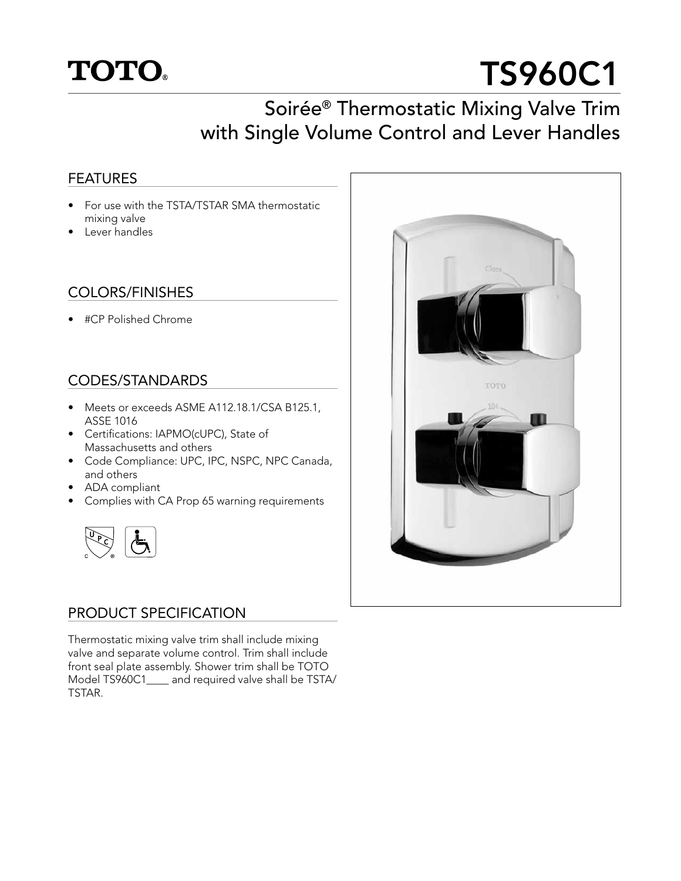# TOTO® TS960C1

## Soirée® Thermostatic Mixing Valve Trim with Single Volume Control and Lever Handles

### FEATURES

- For use with the TSTA/TSTAR SMA thermostatic mixing valve
- Lever handles

### COLORS/FINISHES

- #CP Polished Chrome

### CODES/STANDARDS

- Meets or exceeds ASME A112.18.1/CSA B125.1, ASSE 1016
- Certifications: IAPMO(cUPC), State of Massachusetts and others
- Code Compliance: UPC, IPC, NSPC, NPC Canada, and others
- ADA compliant
- Complies with CA Prop 65 warning requirements

### PRODUCT SPECIFICATION

Thermostatic mixing valve trim shall include mixing valve and separate volume control. Trim shall include front seal plate assembly. Shower trim shall be TOTO Model TS960C1____ and required valve shall be TSTA/ TSTAR.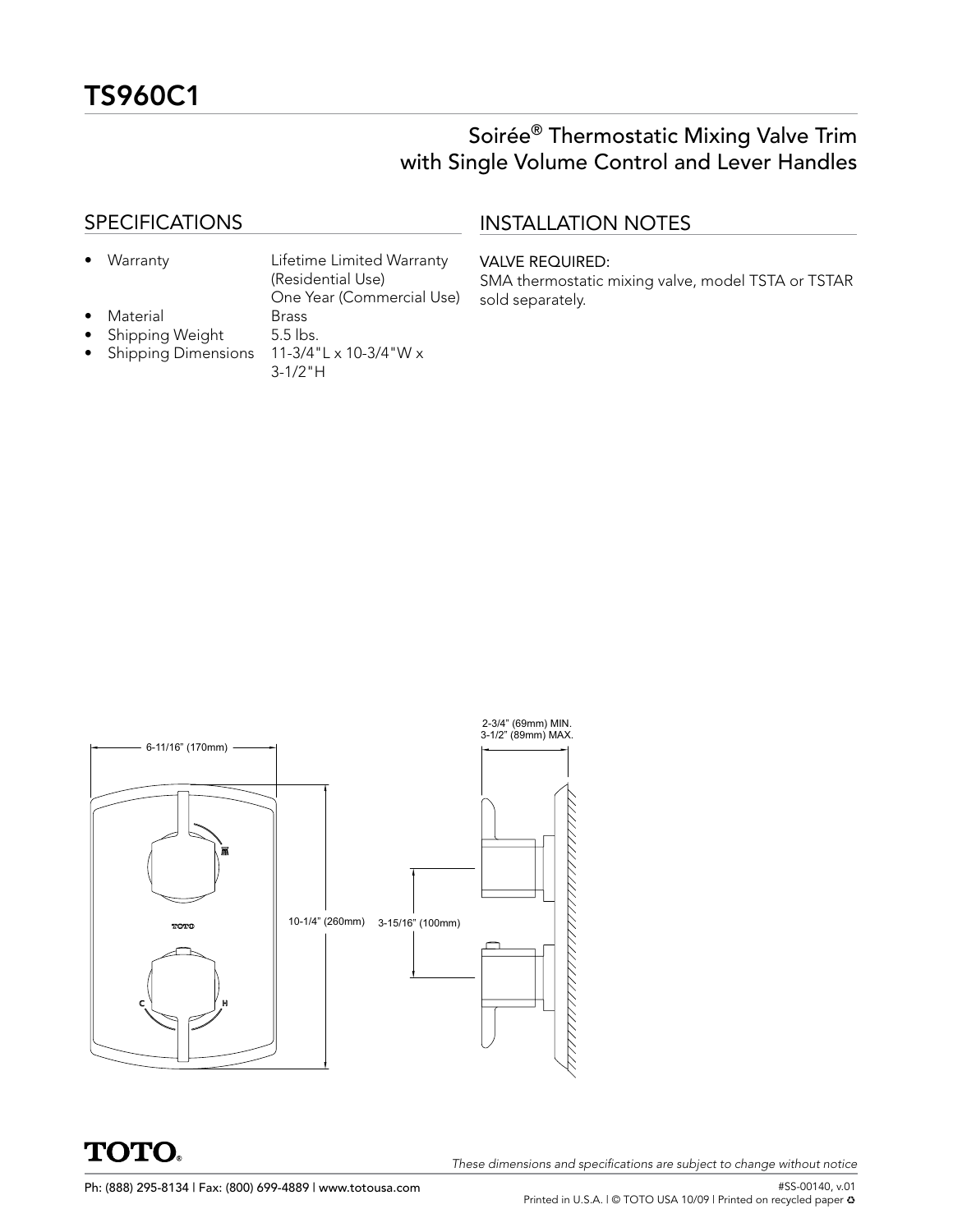# TS960C1

## Soirée® Thermostatic Mixing Valve Trim with Single Volume Control and Lever Handles

## SPECIFICATIONS

| | |
|---|---|
| • Warranty | Lifetime Limited Warranty (Residential Use) One Year (Commercial Use) |
| • Material | Brass |
| • Shipping Weight | 5.5 lbs. |
| • Shipping Dimensions | 11-3/4"L x 10-3/4"W x 3-1/2"H |

## INSTALLATION NOTES

VALVE REQUIRED:
SMA thermostatic mixing valve, model TSTA or TSTAR sold separately.

6-11/16" (170mm)

10-1/4" (260mm)

3-15/16" (100mm)

2-3/4" (69mm) MIN.
3-1/2" (89mm) MAX.

TOTO

C

H

*These dimensions and specifications are subject to change without notice*

Ph: (888) 295-8134 | Fax: (800) 699-4889 | www.totousa.com

#SS-00140, v.01
Printed in U.S.A. | © TOTO USA 10/09 | Printed on recycled paper